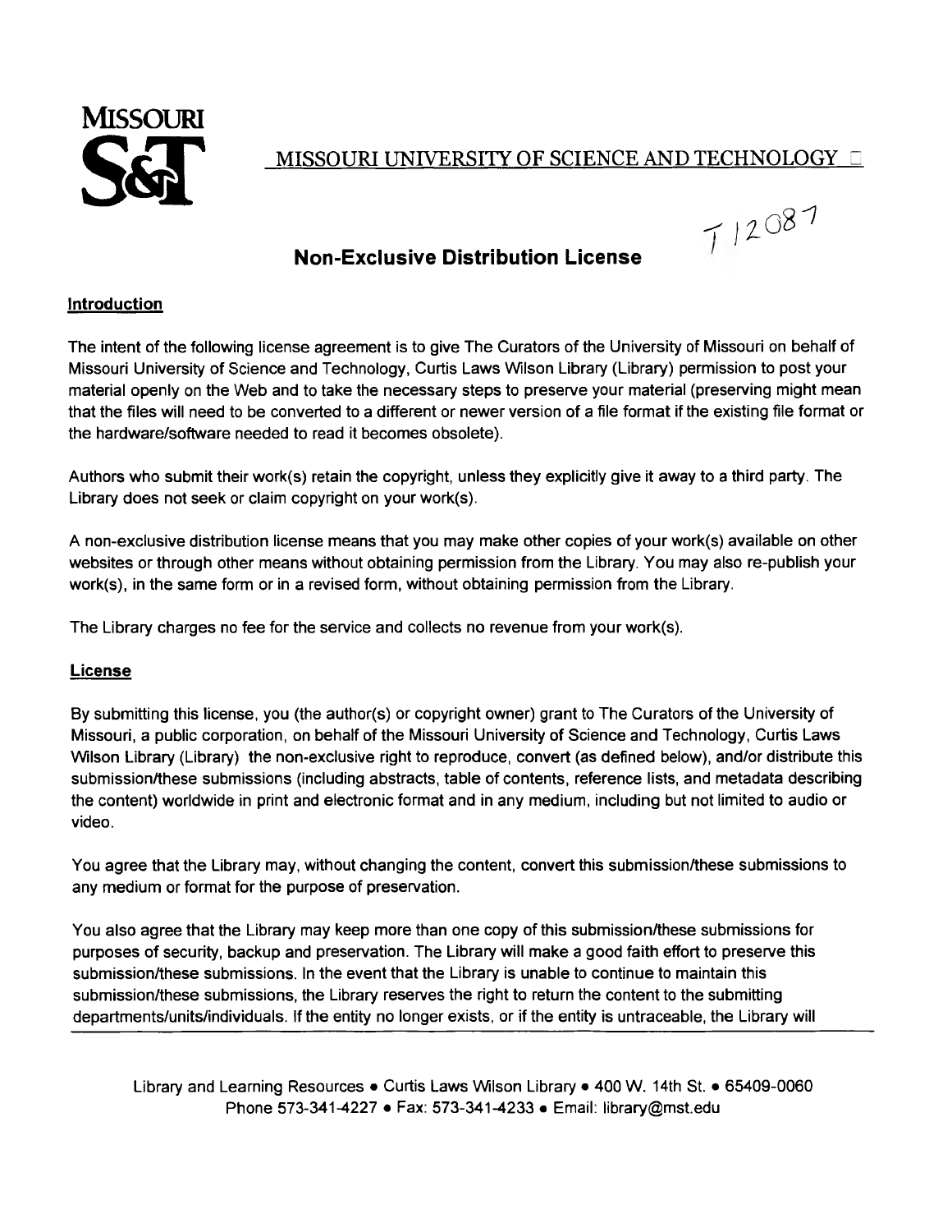MISSOURI S&T

MISSOURI UNIVERSITY OF SCIENCE AND TECHNOLOGY

T12087

## Non-Exclusive Distribution License

### Introduction

The intent of the following license agreement is to give The Curators of the University of Missouri on behalf of Missouri University of Science and Technology, Curtis Laws Wilson Library (Library) permission to post your material openly on the Web and to take the necessary steps to preserve your material (preserving might mean that the files will need to be converted to a different or newer version of a file format if the existing file format or the hardware/software needed to read it becomes obsolete).

Authors who submit their work(s) retain the copyright, unless they explicitly give it away to a third party. The Library does not seek or claim copyright on your work(s).

A non-exclusive distribution license means that you may make other copies of your work(s) available on other websites or through other means without obtaining permission from the Library. You may also re-publish your work(s), in the same form or in a revised form, without obtaining permission from the Library.

The Library charges no fee for the service and collects no revenue from your work(s).

### License

By submitting this license, you (the author(s) or copyright owner) grant to The Curators of the University of Missouri, a public corporation, on behalf of the Missouri University of Science and Technology, Curtis Laws Wilson Library (Library) the non-exclusive right to reproduce, convert (as defined below), and/or distribute this submission/these submissions (including abstracts, table of contents, reference lists, and metadata describing the content) worldwide in print and electronic format and in any medium, including but not limited to audio or video.

You agree that the Library may, without changing the content, convert this submission/these submissions to any medium or format for the purpose of preservation.

You also agree that the Library may keep more than one copy of this submission/these submissions for purposes of security, backup and preservation. The Library will make a good faith effort to preserve this submission/these submissions. In the event that the Library is unable to continue to maintain this submission/these submissions, the Library reserves the right to return the content to the submitting departments/units/individuals. If the entity no longer exists, or if the entity is untraceable, the Library will

Library and Learning Resources • Curtis Laws Wilson Library • 400 W. 14th St. • 65409-0060
Phone 573-341-4227 • Fax: 573-341-4233 • Email: library@mst.edu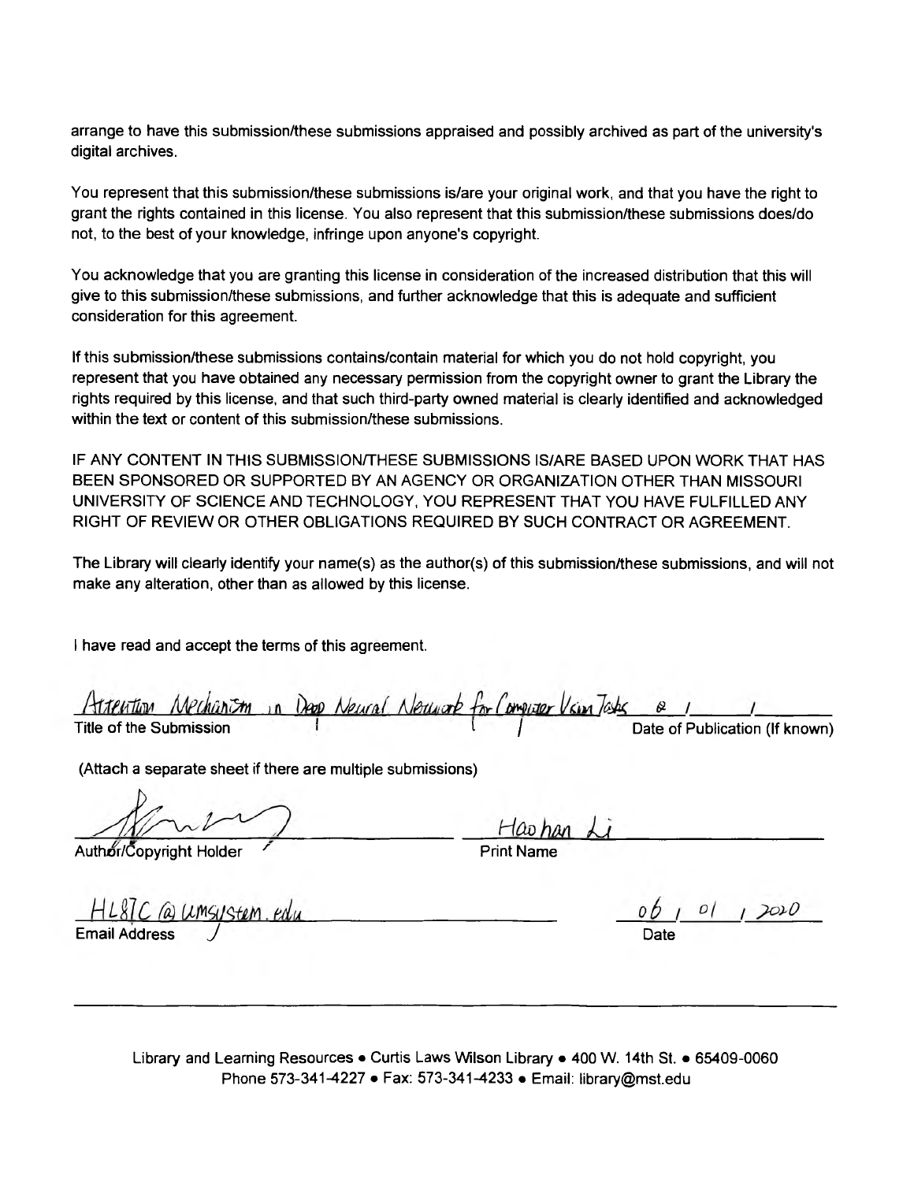arrange to have this submission/these submissions appraised and possibly archived as part of the university's digital archives.

You represent that this submission/these submissions is/are your original work, and that you have the right to grant the rights contained in this license. You also represent that this submission/these submissions does/do not, to the best of your knowledge, infringe upon anyone's copyright.

You acknowledge that you are granting this license in consideration of the increased distribution that this will give to this submission/these submissions, and further acknowledge that this is adequate and sufficient consideration for this agreement.

If this submission/these submissions contains/contain material for which you do not hold copyright, you represent that you have obtained any necessary permission from the copyright owner to grant the Library the rights required by this license, and that such third-party owned material is clearly identified and acknowledged within the text or content of this submission/these submissions.

IF ANY CONTENT IN THIS SUBMISSION/THESE SUBMISSIONS IS/ARE BASED UPON WORK THAT HAS BEEN SPONSORED OR SUPPORTED BY AN AGENCY OR ORGANIZATION OTHER THAN MISSOURI UNIVERSITY OF SCIENCE AND TECHNOLOGY, YOU REPRESENT THAT YOU HAVE FULFILLED ANY RIGHT OF REVIEW OR OTHER OBLIGATIONS REQUIRED BY SUCH CONTRACT OR AGREEMENT.

The Library will clearly identify your name(s) as the author(s) of this submission/these submissions, and will not make any alteration, other than as allowed by this license.

I have read and accept the terms of this agreement.

Attention Mechanism in Deep Neural Network for Computer Vision Tasks &nbsp;&nbsp; 8 / &nbsp;&nbsp; /

Title of the Submission &nbsp;&nbsp;&nbsp;&nbsp; Date of Publication (If known)

(Attach a separate sheet if there are multiple submissions)

[signature]

Author/Copyright Holder &nbsp;&nbsp;&nbsp;&nbsp; Print Name: Haohan Li

HL8TC@umsystem.edu

Email Address &nbsp;&nbsp;&nbsp;&nbsp; Date: 06 / 01 / 2020

Library and Learning Resources • Curtis Laws Wilson Library • 400 W. 14th St. • 65409-0060
Phone 573-341-4227 • Fax: 573-341-4233 • Email: library@mst.edu